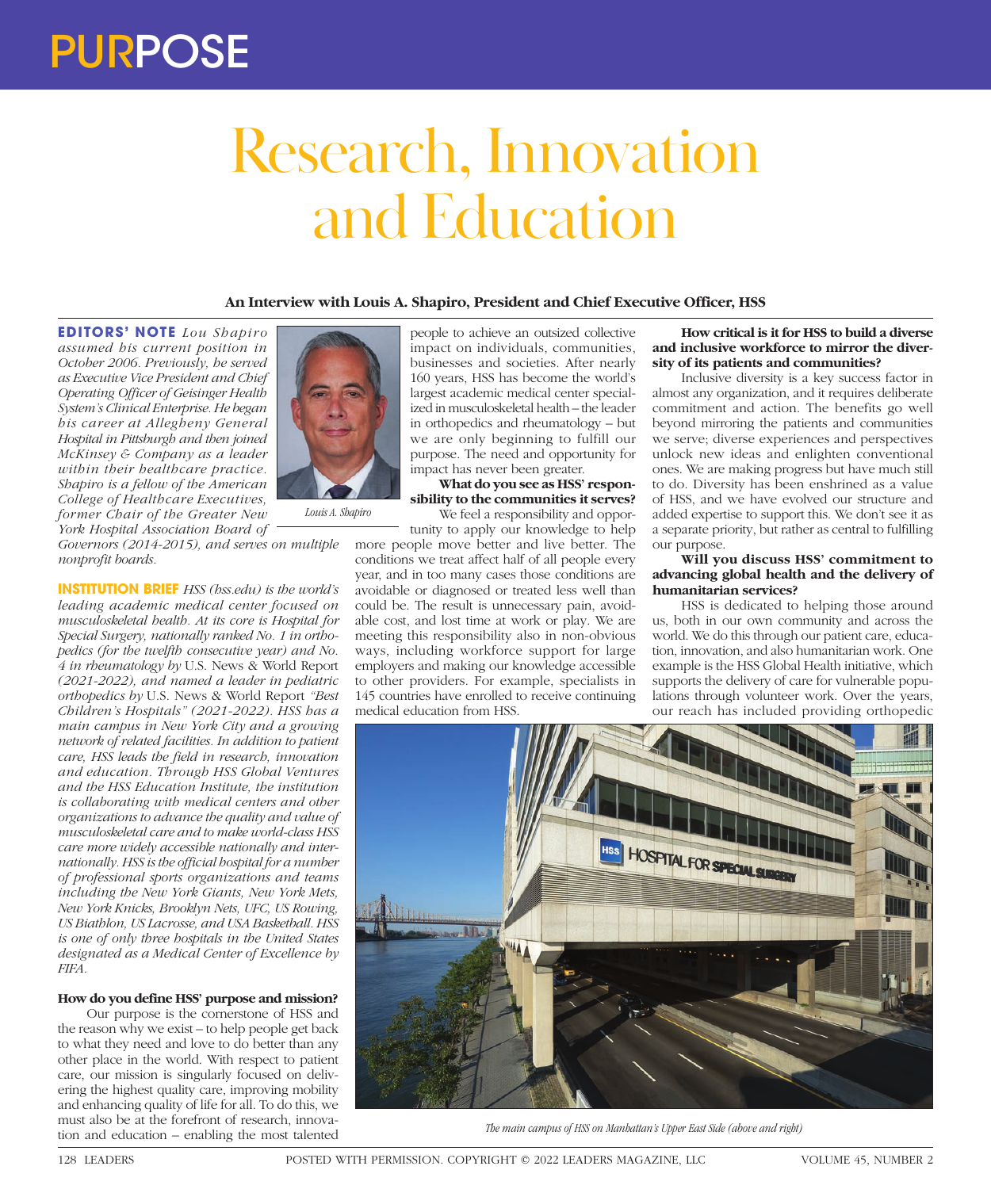PURPOSE

# Research, Innovation and Education

**An Interview with Louis A. Shapiro, President and Chief Executive Officer, HSS**

**EDITORS' NOTE** *Lou Shapiro assumed his current position in October 2006. Previously, he served as Executive Vice President and Chief Operating Officer of Geisinger Health System's Clinical Enterprise. He began his career at Allegheny General Hospital in Pittsburgh and then joined McKinsey & Company as a leader within their healthcare practice. Shapiro is a fellow of the American College of Healthcare Executives, former Chair of the Greater New York Hospital Association Board of Governors (2014-2015), and serves on multiple nonprofit boards.*

Louis A. Shapiro

**INSTITUTION BRIEF** *HSS (hss.edu) is the world's leading academic medical center focused on musculoskeletal health. At its core is Hospital for Special Surgery, nationally ranked No. 1 in orthopedics (for the twelfth consecutive year) and No. 4 in rheumatology by* U.S. News & World Report *(2021-2022), and named a leader in pediatric orthopedics by* U.S. News & World Report *"Best Children's Hospitals" (2021-2022). HSS has a main campus in New York City and a growing network of related facilities. In addition to patient care, HSS leads the field in research, innovation and education. Through HSS Global Ventures and the HSS Education Institute, the institution is collaborating with medical centers and other organizations to advance the quality and value of musculoskeletal care and to make world-class HSS care more widely accessible nationally and internationally. HSS is the official hospital for a number of professional sports organizations and teams including the New York Giants, New York Mets, New York Knicks, Brooklyn Nets, UFC, US Rowing, US Biathlon, US Lacrosse, and USA Basketball. HSS is one of only three hospitals in the United States designated as a Medical Center of Excellence by FIFA.*

**How do you define HSS' purpose and mission?**

Our purpose is the cornerstone of HSS and the reason why we exist – to help people get back to what they need and love to do better than any other place in the world. With respect to patient care, our mission is singularly focused on delivering the highest quality care, improving mobility and enhancing quality of life for all. To do this, we must also be at the forefront of research, innovation and education – enabling the most talented people to achieve an outsized collective impact on individuals, communities, businesses and societies. After nearly 160 years, HSS has become the world's largest academic medical center specialized in musculoskeletal health – the leader in orthopedics and rheumatology – but we are only beginning to fulfill our purpose. The need and opportunity for impact has never been greater.

**What do you see as HSS' responsibility to the communities it serves?**

We feel a responsibility and opportunity to apply our knowledge to help more people move better and live better. The conditions we treat affect half of all people every year, and in too many cases those conditions are avoidable or diagnosed or treated less well than could be. The result is unnecessary pain, avoidable cost, and lost time at work or play. We are meeting this responsibility also in non-obvious ways, including workforce support for large employers and making our knowledge accessible to other providers. For example, specialists in 145 countries have enrolled to receive continuing medical education from HSS.

**How critical is it for HSS to build a diverse and inclusive workforce to mirror the diversity of its patients and communities?**

Inclusive diversity is a key success factor in almost any organization, and it requires deliberate commitment and action. The benefits go well beyond mirroring the patients and communities we serve; diverse experiences and perspectives unlock new ideas and enlighten conventional ones. We are making progress but have much still to do. Diversity has been enshrined as a value of HSS, and we have evolved our structure and added expertise to support this. We don't see it as a separate priority, but rather as central to fulfilling our purpose.

**Will you discuss HSS' commitment to advancing global health and the delivery of humanitarian services?**

HSS is dedicated to helping those around us, both in our own community and across the world. We do this through our patient care, education, innovation, and also humanitarian work. One example is the HSS Global Health initiative, which supports the delivery of care for vulnerable populations through volunteer work. Over the years, our reach has included providing orthopedic

*The main campus of HSS on Manhattan's Upper East Side (above and right)*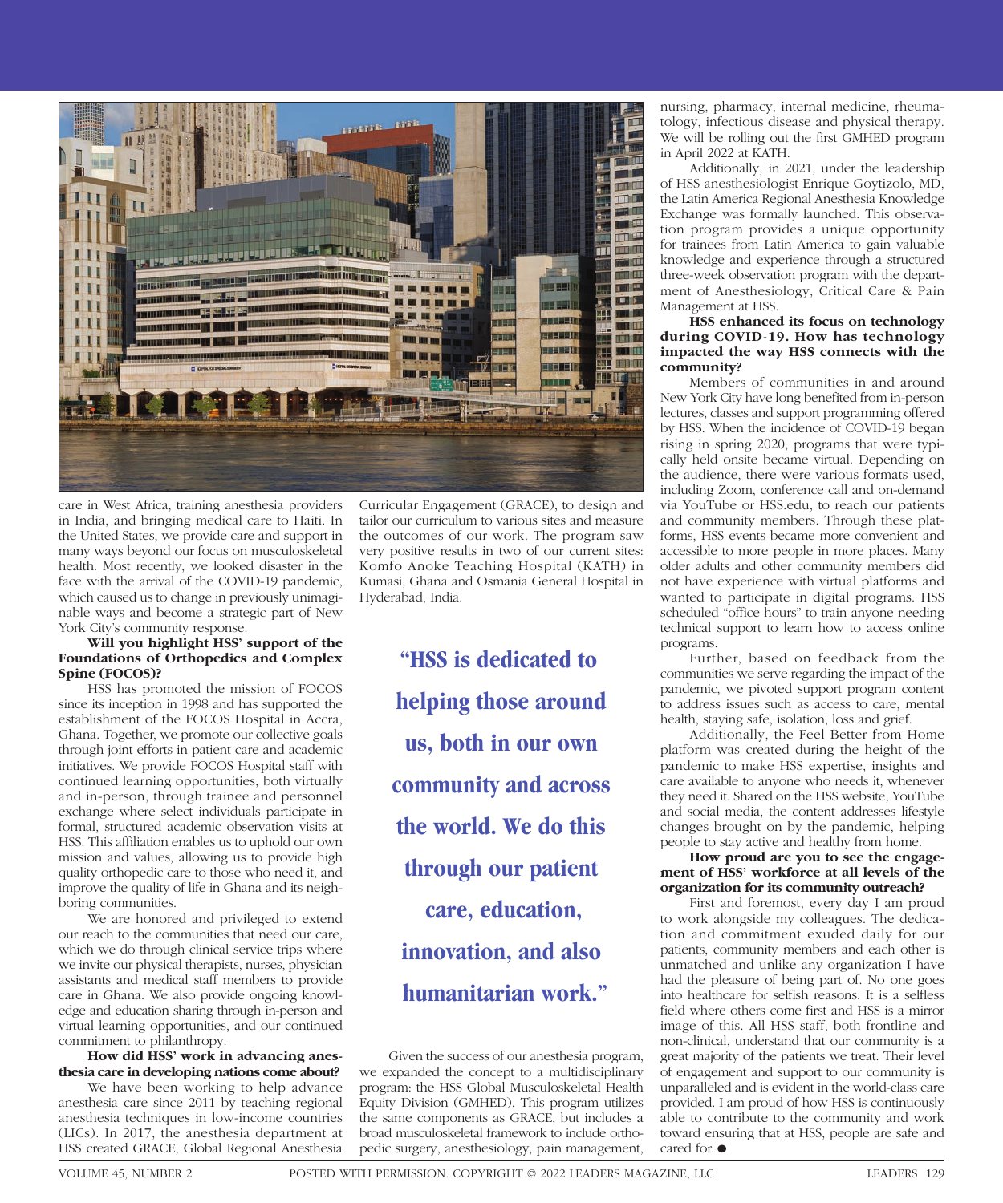care in West Africa, training anesthesia providers in India, and bringing medical care to Haiti. In the United States, we provide care and support in many ways beyond our focus on musculoskeletal health. Most recently, we looked disaster in the face with the arrival of the COVID-19 pandemic, which caused us to change in previously unimaginable ways and become a strategic part of New York City's community response.

**Will you highlight HSS' support of the Foundations of Orthopedics and Complex Spine (FOCOS)?**

HSS has promoted the mission of FOCOS since its inception in 1998 and has supported the establishment of the FOCOS Hospital in Accra, Ghana. Together, we promote our collective goals through joint efforts in patient care and academic initiatives. We provide FOCOS Hospital staff with continued learning opportunities, both virtually and in-person, through trainee and personnel exchange where select individuals participate in formal, structured academic observation visits at HSS. This affiliation enables us to uphold our own mission and values, allowing us to provide high quality orthopedic care to those who need it, and improve the quality of life in Ghana and its neighboring communities.

We are honored and privileged to extend our reach to the communities that need our care, which we do through clinical service trips where we invite our physical therapists, nurses, physician assistants and medical staff members to provide care in Ghana. We also provide ongoing knowledge and education sharing through in-person and virtual learning opportunities, and our continued commitment to philanthropy.

**How did HSS' work in advancing anesthesia care in developing nations come about?**

We have been working to help advance anesthesia care since 2011 by teaching regional anesthesia techniques in low-income countries (LICs). In 2017, the anesthesia department at HSS created GRACE, Global Regional Anesthesia Curricular Engagement (GRACE), to design and tailor our curriculum to various sites and measure the outcomes of our work. The program saw very positive results in two of our current sites: Komfo Anoke Teaching Hospital (KATH) in Kumasi, Ghana and Osmania General Hospital in Hyderabad, India.

> **"HSS is dedicated to helping those around us, both in our own community and across the world. We do this through our patient care, education, innovation, and also humanitarian work."**

Given the success of our anesthesia program, we expanded the concept to a multidisciplinary program: the HSS Global Musculoskeletal Health Equity Division (GMHED). This program utilizes the same components as GRACE, but includes a broad musculoskeletal framework to include orthopedic surgery, anesthesiology, pain management, nursing, pharmacy, internal medicine, rheumatology, infectious disease and physical therapy. We will be rolling out the first GMHED program in April 2022 at KATH.

Additionally, in 2021, under the leadership of HSS anesthesiologist Enrique Goytizolo, MD, the Latin America Regional Anesthesia Knowledge Exchange was formally launched. This observation program provides a unique opportunity for trainees from Latin America to gain valuable knowledge and experience through a structured three-week observation program with the department of Anesthesiology, Critical Care & Pain Management at HSS.

**HSS enhanced its focus on technology during COVID-19. How has technology impacted the way HSS connects with the community?**

Members of communities in and around New York City have long benefited from in-person lectures, classes and support programming offered by HSS. When the incidence of COVID-19 began rising in spring 2020, programs that were typically held onsite became virtual. Depending on the audience, there were various formats used, including Zoom, conference call and on-demand via YouTube or HSS.edu, to reach our patients and community members. Through these platforms, HSS events became more convenient and accessible to more people in more places. Many older adults and other community members did not have experience with virtual platforms and wanted to participate in digital programs. HSS scheduled "office hours" to train anyone needing technical support to learn how to access online programs.

Further, based on feedback from the communities we serve regarding the impact of the pandemic, we pivoted support program content to address issues such as access to care, mental health, staying safe, isolation, loss and grief.

Additionally, the Feel Better from Home platform was created during the height of the pandemic to make HSS expertise, insights and care available to anyone who needs it, whenever they need it. Shared on the HSS website, YouTube and social media, the content addresses lifestyle changes brought on by the pandemic, helping people to stay active and healthy from home.

**How proud are you to see the engagement of HSS' workforce at all levels of the organization for its community outreach?**

First and foremost, every day I am proud to work alongside my colleagues. The dedication and commitment exuded daily for our patients, community members and each other is unmatched and unlike any organization I have had the pleasure of being part of. No one goes into healthcare for selfish reasons. It is a selfless field where others come first and HSS is a mirror image of this. All HSS staff, both frontline and non-clinical, understand that our community is a great majority of the patients we treat. Their level of engagement and support to our community is unparalleled and is evident in the world-class care provided. I am proud of how HSS is continuously able to contribute to the community and work toward ensuring that at HSS, people are safe and cared for. ●

POSTED WITH PERMISSION. COPYRIGHT © 2022 LEADERS MAGAZINE, LLC